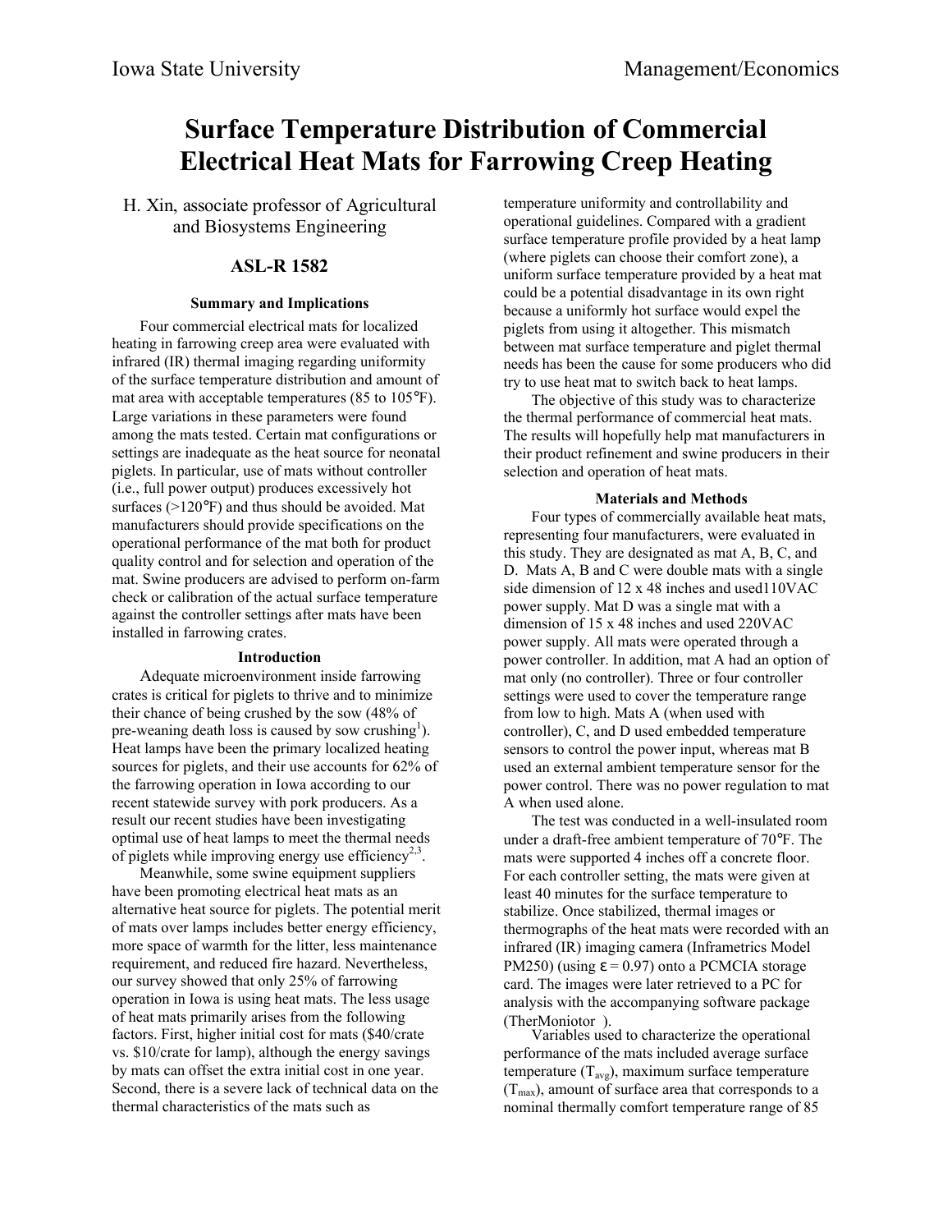# Surface Temperature Distribution of Commercial Electrical Heat Mats for Farrowing Creep Heating

H. Xin, associate professor of Agricultural and Biosystems Engineering

## ASL-R 1582

### Summary and Implications

Four commercial electrical mats for localized heating in farrowing creep area were evaluated with infrared (IR) thermal imaging regarding uniformity of the surface temperature distribution and amount of mat area with acceptable temperatures (85 to 105°F). Large variations in these parameters were found among the mats tested. Certain mat configurations or settings are inadequate as the heat source for neonatal piglets. In particular, use of mats without controller (i.e., full power output) produces excessively hot surfaces (>120°F) and thus should be avoided. Mat manufacturers should provide specifications on the operational performance of the mat both for product quality control and for selection and operation of the mat. Swine producers are advised to perform on-farm check or calibration of the actual surface temperature against the controller settings after mats have been installed in farrowing crates.

### Introduction

Adequate microenvironment inside farrowing crates is critical for piglets to thrive and to minimize their chance of being crushed by the sow (48% of pre-weaning death loss is caused by sow crushing[1]). Heat lamps have been the primary localized heating sources for piglets, and their use accounts for 62% of the farrowing operation in Iowa according to our recent statewide survey with pork producers. As a result our recent studies have been investigating optimal use of heat lamps to meet the thermal needs of piglets while improving energy use efficiency[2,3].

Meanwhile, some swine equipment suppliers have been promoting electrical heat mats as an alternative heat source for piglets. The potential merit of mats over lamps includes better energy efficiency, more space of warmth for the litter, less maintenance requirement, and reduced fire hazard. Nevertheless, our survey showed that only 25% of farrowing operation in Iowa is using heat mats. The less usage of heat mats primarily arises from the following factors. First, higher initial cost for mats ($40/crate vs. $10/crate for lamp), although the energy savings by mats can offset the extra initial cost in one year. Second, there is a severe lack of technical data on the thermal characteristics of the mats such as temperature uniformity and controllability and operational guidelines. Compared with a gradient surface temperature profile provided by a heat lamp (where piglets can choose their comfort zone), a uniform surface temperature provided by a heat mat could be a potential disadvantage in its own right because a uniformly hot surface would expel the piglets from using it altogether. This mismatch between mat surface temperature and piglet thermal needs has been the cause for some producers who did try to use heat mat to switch back to heat lamps.

The objective of this study was to characterize the thermal performance of commercial heat mats. The results will hopefully help mat manufacturers in their product refinement and swine producers in their selection and operation of heat mats.

### Materials and Methods

Four types of commercially available heat mats, representing four manufacturers, were evaluated in this study. They are designated as mat A, B, C, and D. Mats A, B and C were double mats with a single side dimension of 12 x 48 inches and used110VAC power supply. Mat D was a single mat with a dimension of 15 x 48 inches and used 220VAC power supply. All mats were operated through a power controller. In addition, mat A had an option of mat only (no controller). Three or four controller settings were used to cover the temperature range from low to high. Mats A (when used with controller), C, and D used embedded temperature sensors to control the power input, whereas mat B used an external ambient temperature sensor for the power control. There was no power regulation to mat A when used alone.

The test was conducted in a well-insulated room under a draft-free ambient temperature of 70°F. The mats were supported 4 inches off a concrete floor. For each controller setting, the mats were given at least 40 minutes for the surface temperature to stabilize. Once stabilized, thermal images or thermographs of the heat mats were recorded with an infrared (IR) imaging camera (Inframetrics Model PM250) (using $\varepsilon = 0.97$) onto a PCMCIA storage card. The images were later retrieved to a PC for analysis with the accompanying software package (TherMoniotor ).

Variables used to characterize the operational performance of the mats included average surface temperature ($T_{avg}$), maximum surface temperature ($T_{max}$), amount of surface area that corresponds to a nominal thermally comfort temperature range of 85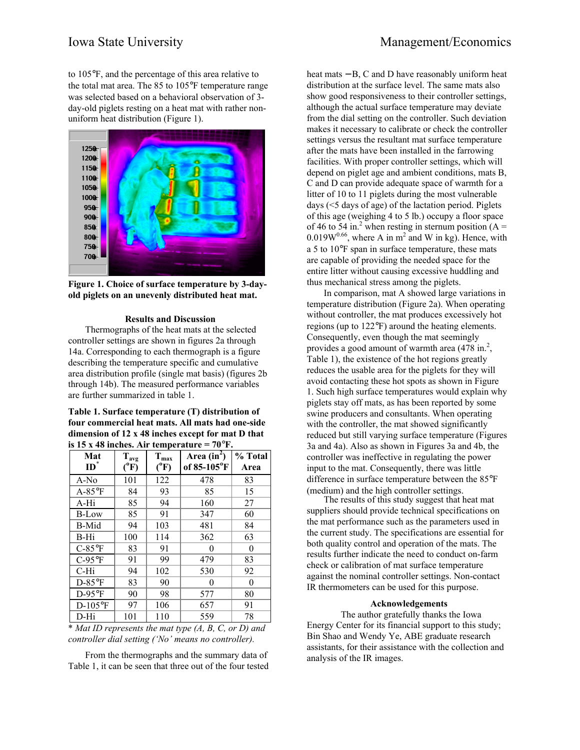to 105°F, and the percentage of this area relative to the total mat area. The 85 to 105°F temperature range was selected based on a behavioral observation of 3-day-old piglets resting on a heat mat with rather non-uniform heat distribution (Figure 1).

**Figure 1. Choice of surface temperature by 3-day-old piglets on an unevenly distributed heat mat.**

## Results and Discussion

Thermographs of the heat mats at the selected controller settings are shown in figures 2a through 14a. Corresponding to each thermograph is a figure describing the temperature specific and cumulative area distribution profile (single mat basis) (figures 2b through 14b). The measured performance variables are further summarized in table 1.

**Table 1. Surface temperature (T) distribution of four commercial heat mats. All mats had one-side dimension of 12 x 48 inches except for mat D that is 15 x 48 inches. Air temperature = 70°F.**

| Mat ID* | $T_{avg}$ (°F) | $T_{max}$ (°F) | Area ($in^2$) of 85-105°F | % Total Area |
|---|---|---|---|---|
| A-No | 101 | 122 | 478 | 83 |
| A-85°F | 84 | 93 | 85 | 15 |
| A-Hi | 85 | 94 | 160 | 27 |
| B-Low | 85 | 91 | 347 | 60 |
| B-Mid | 94 | 103 | 481 | 84 |
| B-Hi | 100 | 114 | 362 | 63 |
| C-85°F | 83 | 91 | 0 | 0 |
| C-95°F | 91 | 99 | 479 | 83 |
| C-Hi | 94 | 102 | 530 | 92 |
| D-85°F | 83 | 90 | 0 | 0 |
| D-95°F | 90 | 98 | 577 | 80 |
| D-105°F | 97 | 106 | 657 | 91 |
| D-Hi | 101 | 110 | 559 | 78 |

*\* Mat ID represents the mat type (A, B, C, or D) and controller dial setting ('No' means no controller).*

From the thermographs and the summary data of Table 1, it can be seen that three out of the four tested heat mats – B, C and D have reasonably uniform heat distribution at the surface level. The same mats also show good responsiveness to their controller settings, although the actual surface temperature may deviate from the dial setting on the controller. Such deviation makes it necessary to calibrate or check the controller settings versus the resultant mat surface temperature after the mats have been installed in the farrowing facilities. With proper controller settings, which will depend on piglet age and ambient conditions, mats B, C and D can provide adequate space of warmth for a litter of 10 to 11 piglets during the most vulnerable days (<5 days of age) of the lactation period. Piglets of this age (weighing 4 to 5 lb.) occupy a floor space of 46 to 54 in.$^2$ when resting in sternum position ($A = 0.019W^{0.66}$, where A in $m^2$ and W in kg). Hence, with a 5 to 10°F span in surface temperature, these mats are capable of providing the needed space for the entire litter without causing excessive huddling and thus mechanical stress among the piglets.

In comparison, mat A showed large variations in temperature distribution (Figure 2a). When operating without controller, the mat produces excessively hot regions (up to 122°F) around the heating elements. Consequently, even though the mat seemingly provides a good amount of warmth area (478 in.$^2$, Table 1), the existence of the hot regions greatly reduces the usable area for the piglets for they will avoid contacting these hot spots as shown in Figure 1. Such high surface temperatures would explain why piglets stay off mats, as has been reported by some swine producers and consultants. When operating with the controller, the mat showed significantly reduced but still varying surface temperature (Figures 3a and 4a). Also as shown in Figures 3a and 4b, the controller was ineffective in regulating the power input to the mat. Consequently, there was little difference in surface temperature between the 85°F (medium) and the high controller settings.

The results of this study suggest that heat mat suppliers should provide technical specifications on the mat performance such as the parameters used in the current study. The specifications are essential for both quality control and operation of the mats. The results further indicate the need to conduct on-farm check or calibration of mat surface temperature against the nominal controller settings. Non-contact IR thermometers can be used for this purpose.

## Acknowledgements

The author gratefully thanks the Iowa Energy Center for its financial support to this study; Bin Shao and Wendy Ye, ABE graduate research assistants, for their assistance with the collection and analysis of the IR images.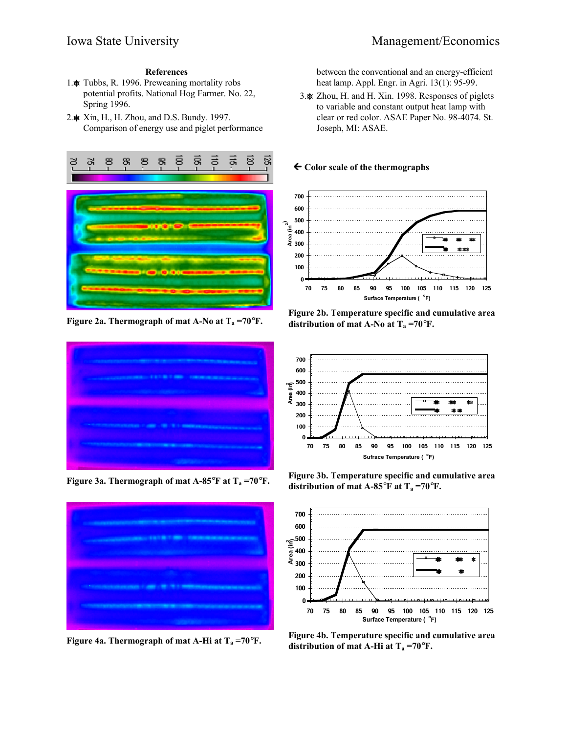## References

1. Tubbs, R. 1996. Preweaning mortality robs potential profits. National Hog Farmer. No. 22, Spring 1996.
2. Xin, H., H. Zhou, and D.S. Bundy. 1997. Comparison of energy use and piglet performance between the conventional and an energy-efficient heat lamp. Appl. Engr. in Agri. 13(1): 95-99.
3. Zhou, H. and H. Xin. 1998. Responses of piglets to variable and constant output heat lamp with clear or red color. ASAE Paper No. 98-4074. St. Joseph, MI: ASAE.

← Color scale of the thermographs

Figure 2a. Thermograph of mat A-No at $T_a$ =70°F.

Figure 2b. Temperature specific and cumulative area distribution of mat A-No at $T_a$ =70°F.

Figure 3a. Thermograph of mat A-85°F at $T_a$ =70°F.

Figure 3b. Temperature specific and cumulative area distribution of mat A-85°F at $T_a$ =70°F.

Figure 4a. Thermograph of mat A-Hi at $T_a$ =70°F.

Figure 4b. Temperature specific and cumulative area distribution of mat A-Hi at $T_a$ =70°F.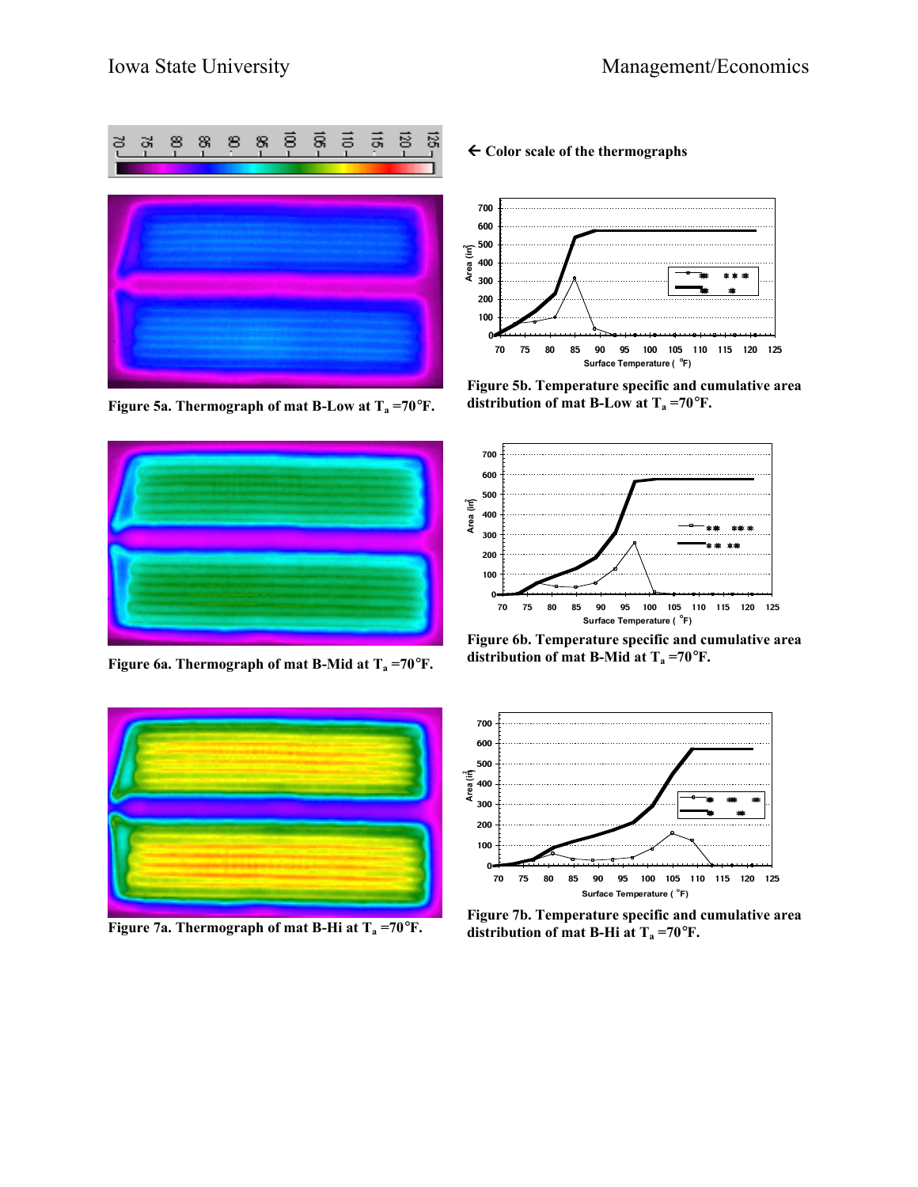← **Color scale of the thermographs**

**Figure 5a. Thermograph of mat B-Low at $T_a$ =70°F.**

**Figure 5b. Temperature specific and cumulative area distribution of mat B-Low at $T_a$ =70°F.**

**Figure 6a. Thermograph of mat B-Mid at $T_a$ =70°F.**

**Figure 6b. Temperature specific and cumulative area distribution of mat B-Mid at $T_a$ =70°F.**

**Figure 7a. Thermograph of mat B-Hi at $T_a$ =70°F.**

**Figure 7b. Temperature specific and cumulative area distribution of mat B-Hi at $T_a$ =70°F.**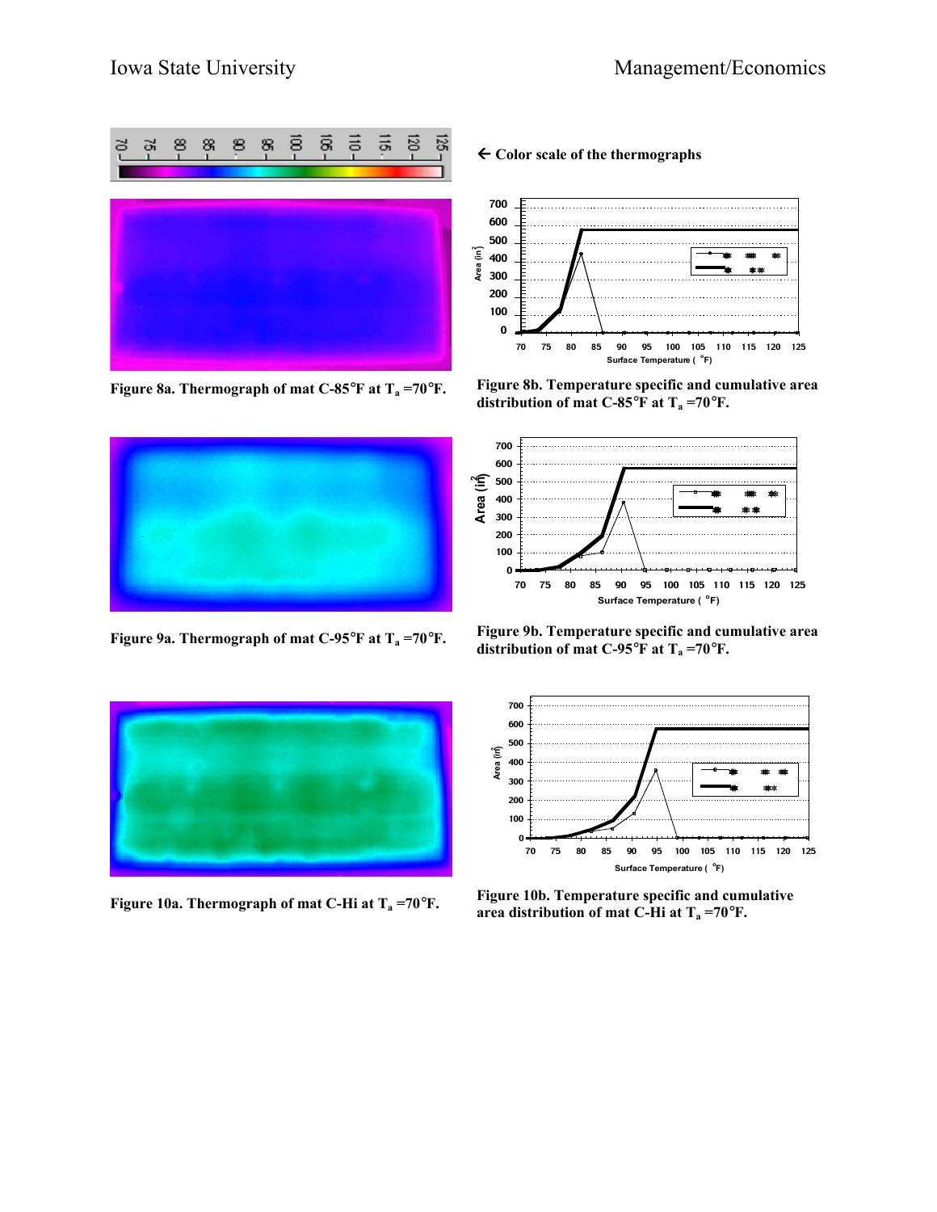← **Color scale of the thermographs**

**Figure 8a. Thermograph of mat C-85°F at $T_a$ =70°F.**

**Figure 8b. Temperature specific and cumulative area distribution of mat C-85°F at $T_a$ =70°F.**

**Figure 9a. Thermograph of mat C-95°F at $T_a$ =70°F.**

**Figure 9b. Temperature specific and cumulative area distribution of mat C-95°F at $T_a$ =70°F.**

**Figure 10a. Thermograph of mat C-Hi at $T_a$ =70°F.**

**Figure 10b. Temperature specific and cumulative area distribution of mat C-Hi at $T_a$ =70°F.**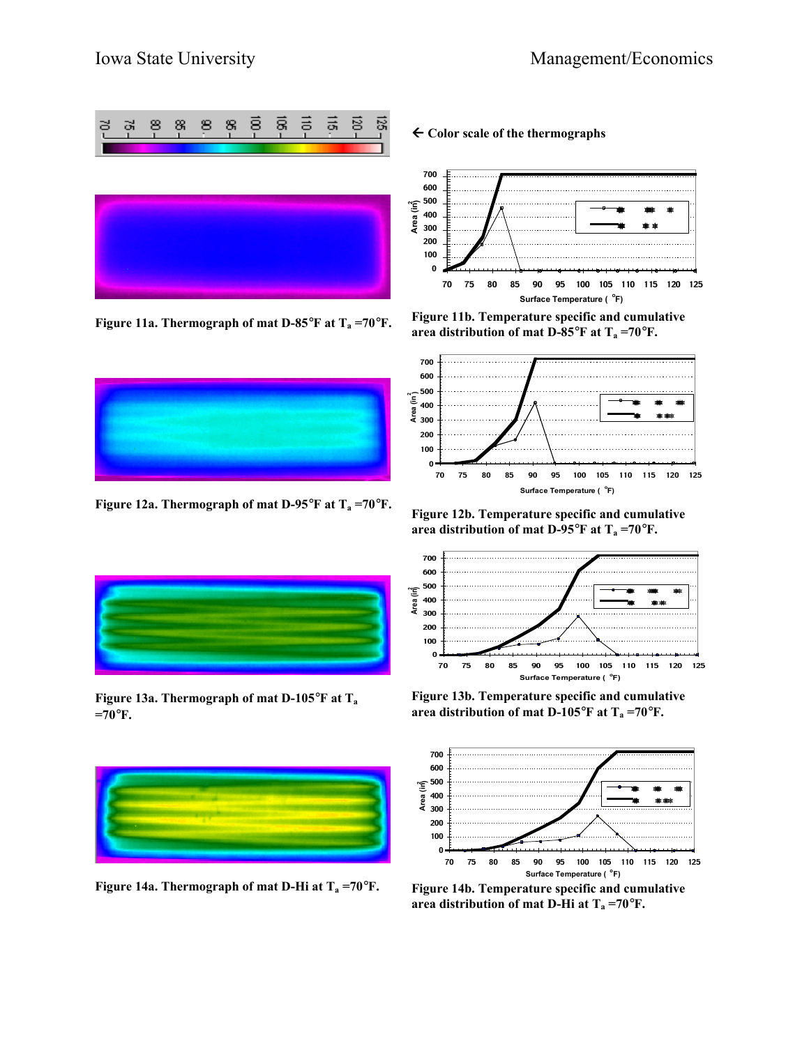← **Color scale of the thermographs**

70 75 80 85 90 95 100 105 110 115 120 125

700
600
500
400
300
200
100
0
Area (in²)
70 75 80 85 90 95 100 105 110 115 120 125
Surface Temperature ( °F)

**Figure 11a. Thermograph of mat D-85°F at $T_a$ =70°F.**

**Figure 11b. Temperature specific and cumulative area distribution of mat D-85°F at $T_a$ =70°F.**

700
600
500
400
300
200
100
0
Area (in²)
70 75 80 85 90 95 100 105 110 115 120 125
Surface Temperature ( °F)

**Figure 12a. Thermograph of mat D-95°F at $T_a$ =70°F.**

**Figure 12b. Temperature specific and cumulative area distribution of mat D-95°F at $T_a$ =70°F.**

700
600
500
400
300
200
100
0
Area (in²)
70 75 80 85 90 95 100 105 110 115 120 125
Surface Temperature ( °F)

**Figure 13a. Thermograph of mat D-105°F at $T_a$ =70°F.**

**Figure 13b. Temperature specific and cumulative area distribution of mat D-105°F at $T_a$ =70°F.**

700
600
500
400
300
200
100
0
Area (in²)
70 75 80 85 90 95 100 105 110 115 120 125
Surface Temperature ( °F)

**Figure 14a. Thermograph of mat D-Hi at $T_a$ =70°F.**

**Figure 14b. Temperature specific and cumulative area distribution of mat D-Hi at $T_a$ =70°F.**